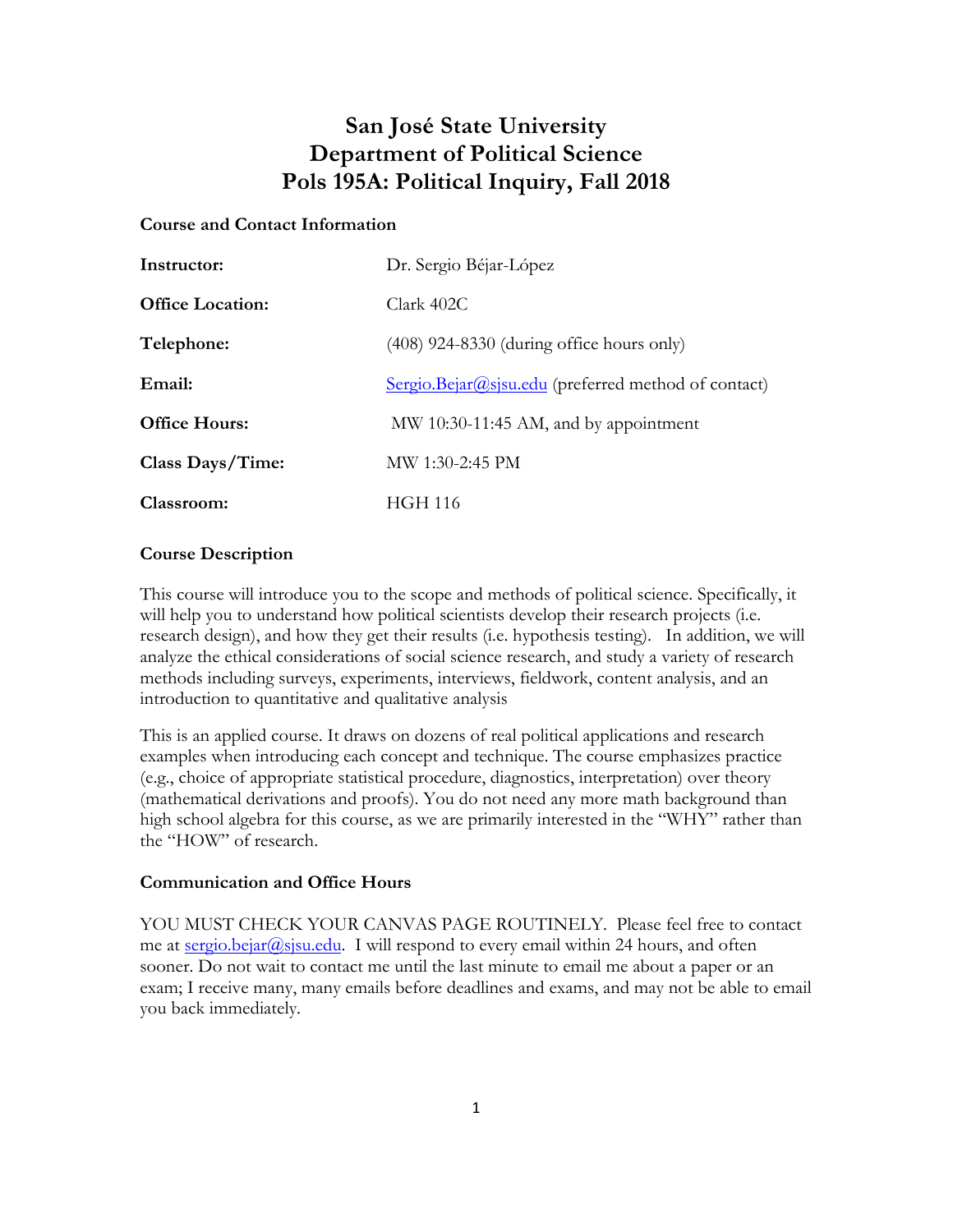# San José State University
# Department of Political Science
# Pols 195A: Political Inquiry, Fall 2018

**Course and Contact Information**

| | |
|---|---|
| **Instructor:** | Dr. Sergio Béjar-López |
| **Office Location:** | Clark 402C |
| **Telephone:** | (408) 924-8330 (during office hours only) |
| **Email:** | Sergio.Bejar@sjsu.edu (preferred method of contact) |
| **Office Hours:** | MW 10:30-11:45 AM, and by appointment |
| **Class Days/Time:** | MW 1:30-2:45 PM |
| **Classroom:** | HGH 116 |

**Course Description**

This course will introduce you to the scope and methods of political science. Specifically, it will help you to understand how political scientists develop their research projects (i.e. research design), and how they get their results (i.e. hypothesis testing). In addition, we will analyze the ethical considerations of social science research, and study a variety of research methods including surveys, experiments, interviews, fieldwork, content analysis, and an introduction to quantitative and qualitative analysis

This is an applied course. It draws on dozens of real political applications and research examples when introducing each concept and technique. The course emphasizes practice (e.g., choice of appropriate statistical procedure, diagnostics, interpretation) over theory (mathematical derivations and proofs). You do not need any more math background than high school algebra for this course, as we are primarily interested in the "WHY" rather than the "HOW" of research.

**Communication and Office Hours**

YOU MUST CHECK YOUR CANVAS PAGE ROUTINELY. Please feel free to contact me at sergio.bejar@sjsu.edu. I will respond to every email within 24 hours, and often sooner. Do not wait to contact me until the last minute to email me about a paper or an exam; I receive many, many emails before deadlines and exams, and may not be able to email you back immediately.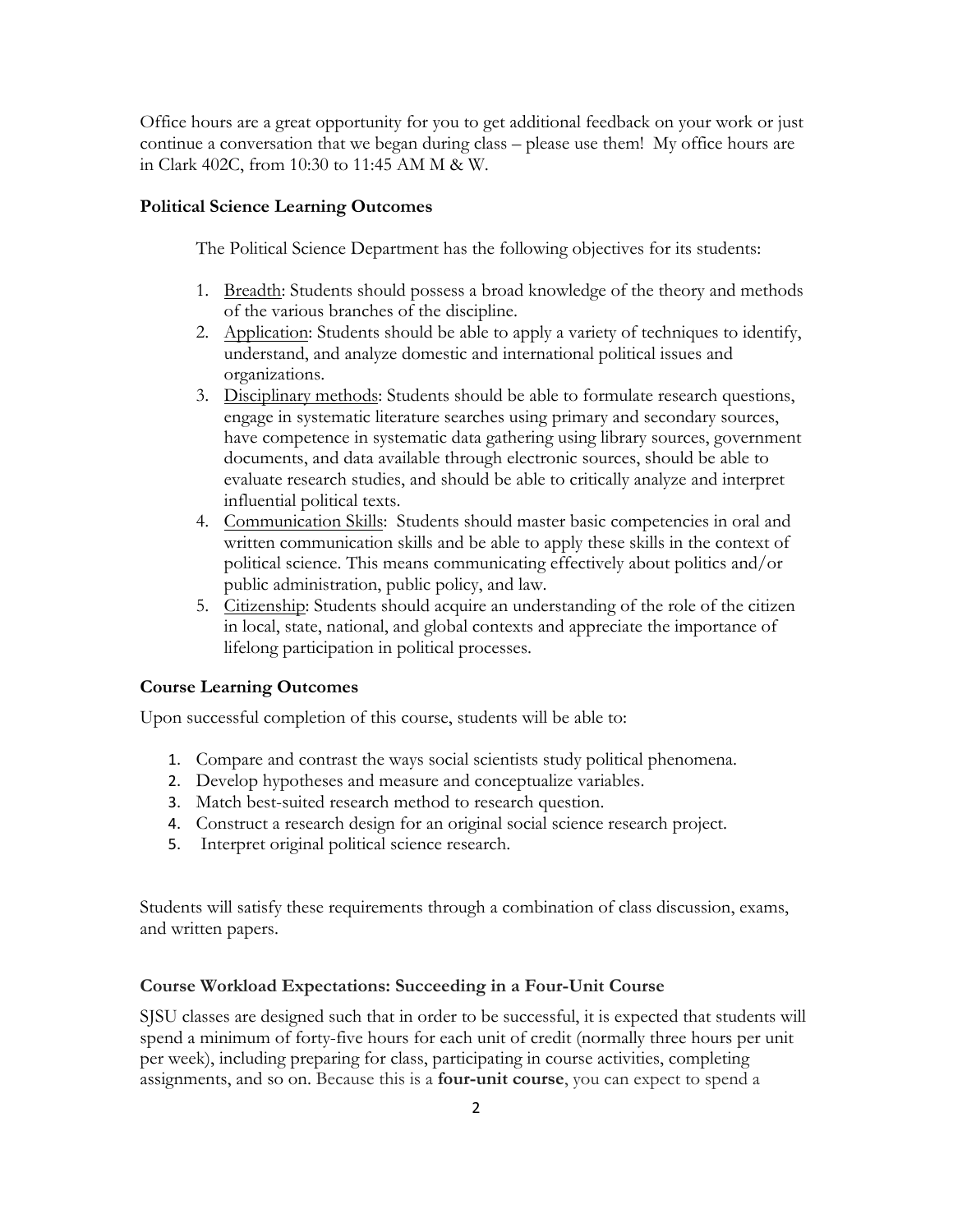Office hours are a great opportunity for you to get additional feedback on your work or just continue a conversation that we began during class – please use them! My office hours are in Clark 402C, from 10:30 to 11:45 AM M & W.

### Political Science Learning Outcomes

The Political Science Department has the following objectives for its students:

1. Breadth: Students should possess a broad knowledge of the theory and methods of the various branches of the discipline.
2. Application: Students should be able to apply a variety of techniques to identify, understand, and analyze domestic and international political issues and organizations.
3. Disciplinary methods: Students should be able to formulate research questions, engage in systematic literature searches using primary and secondary sources, have competence in systematic data gathering using library sources, government documents, and data available through electronic sources, should be able to evaluate research studies, and should be able to critically analyze and interpret influential political texts.
4. Communication Skills: Students should master basic competencies in oral and written communication skills and be able to apply these skills in the context of political science. This means communicating effectively about politics and/or public administration, public policy, and law.
5. Citizenship: Students should acquire an understanding of the role of the citizen in local, state, national, and global contexts and appreciate the importance of lifelong participation in political processes.

### Course Learning Outcomes

Upon successful completion of this course, students will be able to:

1. Compare and contrast the ways social scientists study political phenomena.
2. Develop hypotheses and measure and conceptualize variables.
3. Match best-suited research method to research question.
4. Construct a research design for an original social science research project.
5. Interpret original political science research.

Students will satisfy these requirements through a combination of class discussion, exams, and written papers.

### Course Workload Expectations: Succeeding in a Four-Unit Course

SJSU classes are designed such that in order to be successful, it is expected that students will spend a minimum of forty-five hours for each unit of credit (normally three hours per unit per week), including preparing for class, participating in course activities, completing assignments, and so on. Because this is a **four-unit course**, you can expect to spend a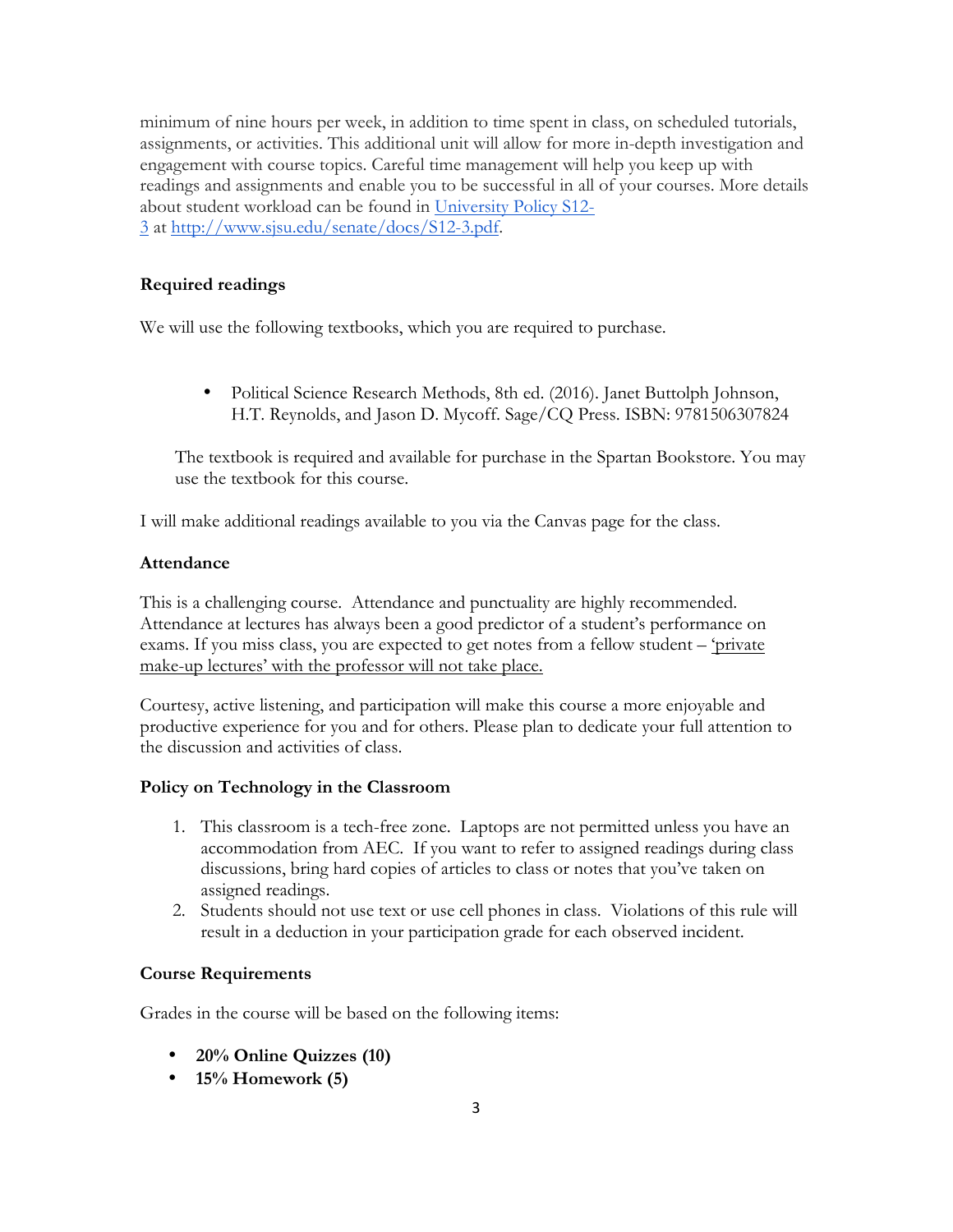minimum of nine hours per week, in addition to time spent in class, on scheduled tutorials, assignments, or activities. This additional unit will allow for more in-depth investigation and engagement with course topics. Careful time management will help you keep up with readings and assignments and enable you to be successful in all of your courses. More details about student workload can be found in University Policy S12-3 at http://www.sjsu.edu/senate/docs/S12-3.pdf.

### Required readings

We will use the following textbooks, which you are required to purchase.

- Political Science Research Methods, 8th ed. (2016). Janet Buttolph Johnson, H.T. Reynolds, and Jason D. Mycoff. Sage/CQ Press. ISBN: 9781506307824

The textbook is required and available for purchase in the Spartan Bookstore. You may use the textbook for this course.

I will make additional readings available to you via the Canvas page for the class.

### Attendance

This is a challenging course. Attendance and punctuality are highly recommended. Attendance at lectures has always been a good predictor of a student's performance on exams. If you miss class, you are expected to get notes from a fellow student – 'private make-up lectures' with the professor will not take place.

Courtesy, active listening, and participation will make this course a more enjoyable and productive experience for you and for others. Please plan to dedicate your full attention to the discussion and activities of class.

### Policy on Technology in the Classroom

1. This classroom is a tech-free zone. Laptops are not permitted unless you have an accommodation from AEC. If you want to refer to assigned readings during class discussions, bring hard copies of articles to class or notes that you've taken on assigned readings.
2. Students should not use text or use cell phones in class. Violations of this rule will result in a deduction in your participation grade for each observed incident.

### Course Requirements

Grades in the course will be based on the following items:

- **20% Online Quizzes (10)**
- **15% Homework (5)**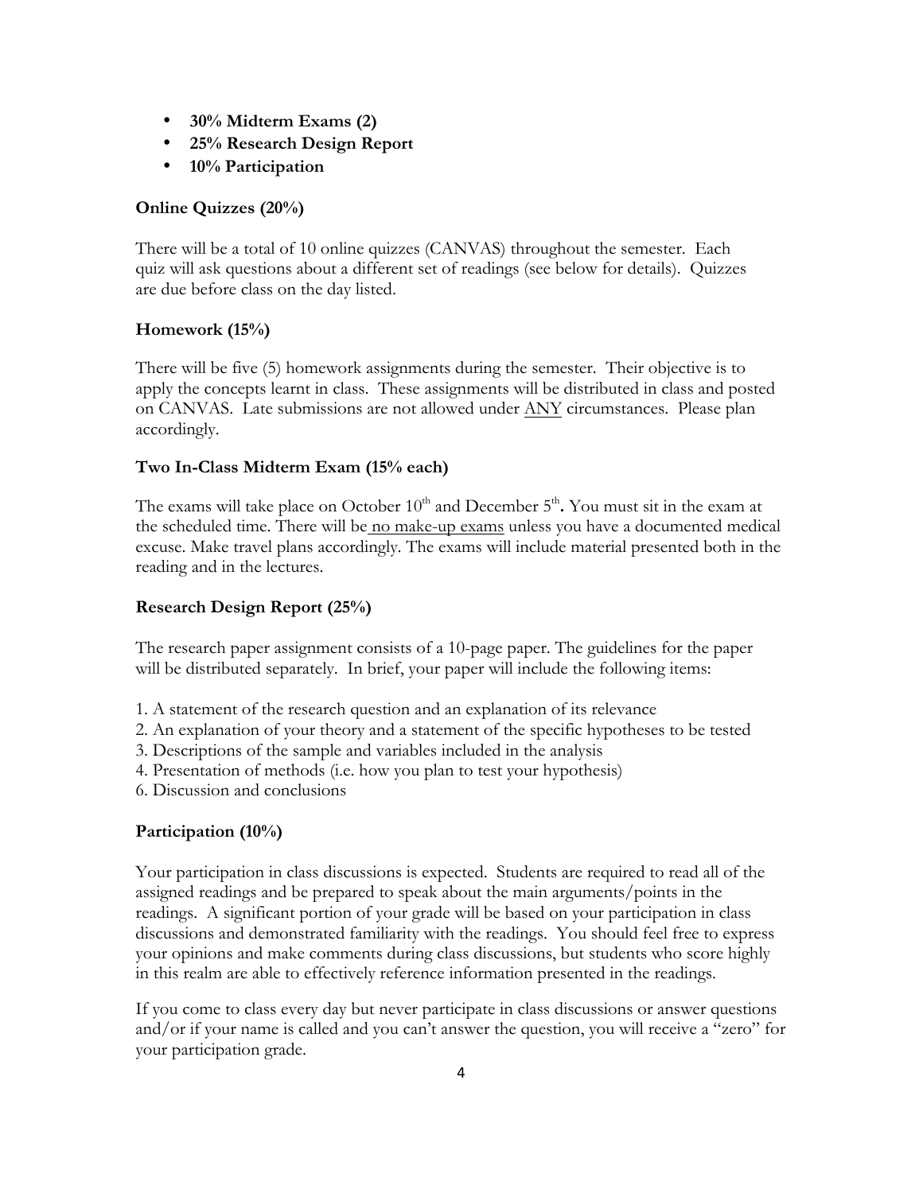- **30% Midterm Exams (2)**
- **25% Research Design Report**
- **10% Participation**

### Online Quizzes (20%)

There will be a total of 10 online quizzes (CANVAS) throughout the semester. Each quiz will ask questions about a different set of readings (see below for details). Quizzes are due before class on the day listed.

### Homework (15%)

There will be five (5) homework assignments during the semester. Their objective is to apply the concepts learnt in class. These assignments will be distributed in class and posted on CANVAS. Late submissions are not allowed under <u>ANY</u> circumstances. Please plan accordingly.

### Two In-Class Midterm Exam (15% each)

The exams will take place on October 10th and December 5th**.** You must sit in the exam at the scheduled time. There will be <u>no make-up exams</u> unless you have a documented medical excuse. Make travel plans accordingly. The exams will include material presented both in the reading and in the lectures.

### Research Design Report (25%)

The research paper assignment consists of a 10-page paper. The guidelines for the paper will be distributed separately. In brief, your paper will include the following items:

1. A statement of the research question and an explanation of its relevance
2. An explanation of your theory and a statement of the specific hypotheses to be tested
3. Descriptions of the sample and variables included in the analysis
4. Presentation of methods (i.e. how you plan to test your hypothesis)
6. Discussion and conclusions

### Participation (10%)

Your participation in class discussions is expected. Students are required to read all of the assigned readings and be prepared to speak about the main arguments/points in the readings. A significant portion of your grade will be based on your participation in class discussions and demonstrated familiarity with the readings. You should feel free to express your opinions and make comments during class discussions, but students who score highly in this realm are able to effectively reference information presented in the readings.

If you come to class every day but never participate in class discussions or answer questions and/or if your name is called and you can't answer the question, you will receive a "zero" for your participation grade.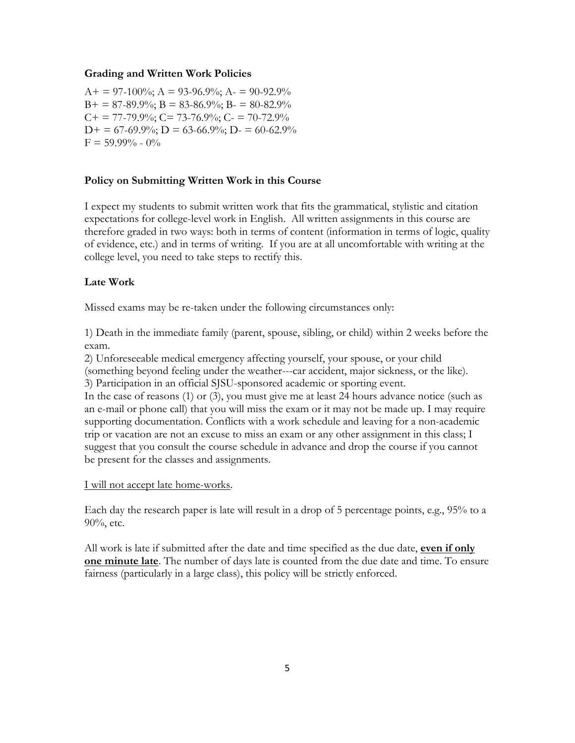### Grading and Written Work Policies

A+ = 97-100%; A = 93-96.9%; A- = 90-92.9%
B+ = 87-89.9%; B = 83-86.9%; B- = 80-82.9%
C+ = 77-79.9%; C= 73-76.9%; C- = 70-72.9%
D+ = 67-69.9%; D = 63-66.9%; D- = 60-62.9%
F = 59.99% - 0%

### Policy on Submitting Written Work in this Course

I expect my students to submit written work that fits the grammatical, stylistic and citation expectations for college-level work in English. All written assignments in this course are therefore graded in two ways: both in terms of content (information in terms of logic, quality of evidence, etc.) and in terms of writing. If you are at all uncomfortable with writing at the college level, you need to take steps to rectify this.

### Late Work

Missed exams may be re-taken under the following circumstances only:

1) Death in the immediate family (parent, spouse, sibling, or child) within 2 weeks before the exam.
2) Unforeseeable medical emergency affecting yourself, your spouse, or your child (something beyond feeling under the weather---car accident, major sickness, or the like).
3) Participation in an official SJSU-sponsored academic or sporting event.

In the case of reasons (1) or (3), you must give me at least 24 hours advance notice (such as an e-mail or phone call) that you will miss the exam or it may not be made up. I may require supporting documentation. Conflicts with a work schedule and leaving for a non-academic trip or vacation are not an excuse to miss an exam or any other assignment in this class; I suggest that you consult the course schedule in advance and drop the course if you cannot be present for the classes and assignments.

<u>I will not accept late home-works</u>.

Each day the research paper is late will result in a drop of 5 percentage points, e.g., 95% to a 90%, etc.

All work is late if submitted after the date and time specified as the due date, **<u>even if only one minute late</u>**. The number of days late is counted from the due date and time. To ensure fairness (particularly in a large class), this policy will be strictly enforced.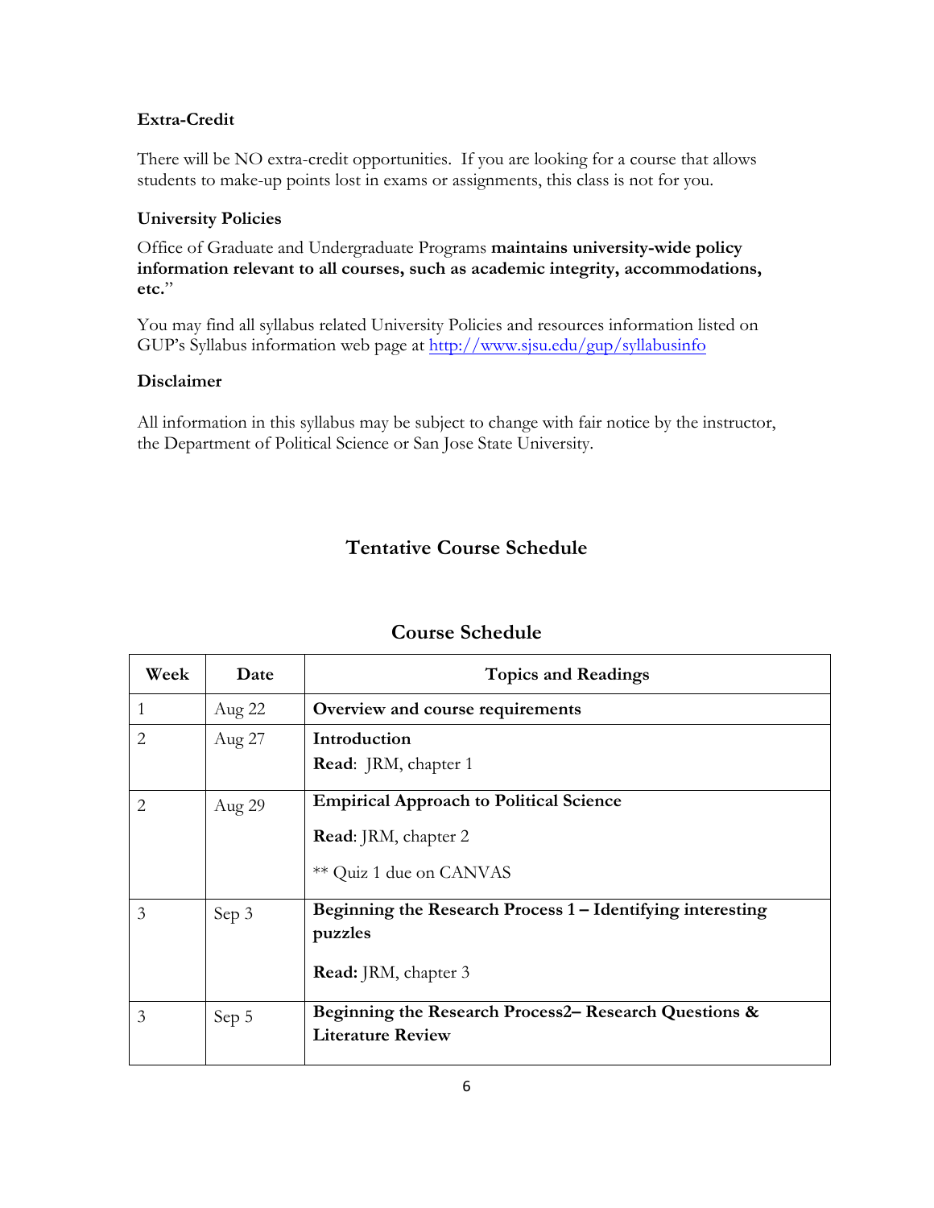### Extra-Credit

There will be NO extra-credit opportunities. If you are looking for a course that allows students to make-up points lost in exams or assignments, this class is not for you.

### University Policies

Office of Graduate and Undergraduate Programs **maintains university-wide policy information relevant to all courses, such as academic integrity, accommodations, etc.**"

You may find all syllabus related University Policies and resources information listed on GUP's Syllabus information web page at http://www.sjsu.edu/gup/syllabusinfo

### Disclaimer

All information in this syllabus may be subject to change with fair notice by the instructor, the Department of Political Science or San Jose State University.

## Tentative Course Schedule

## Course Schedule

| Week | Date | Topics and Readings |
|---|---|---|
| 1 | Aug 22 | **Overview and course requirements** |
| 2 | Aug 27 | **Introduction**<br>**Read**: JRM, chapter 1 |
| 2 | Aug 29 | **Empirical Approach to Political Science**<br>**Read**: JRM, chapter 2<br>** Quiz 1 due on CANVAS |
| 3 | Sep 3 | **Beginning the Research Process 1 – Identifying interesting puzzles**<br>**Read:** JRM, chapter 3 |
| 3 | Sep 5 | **Beginning the Research Process2– Research Questions & Literature Review** |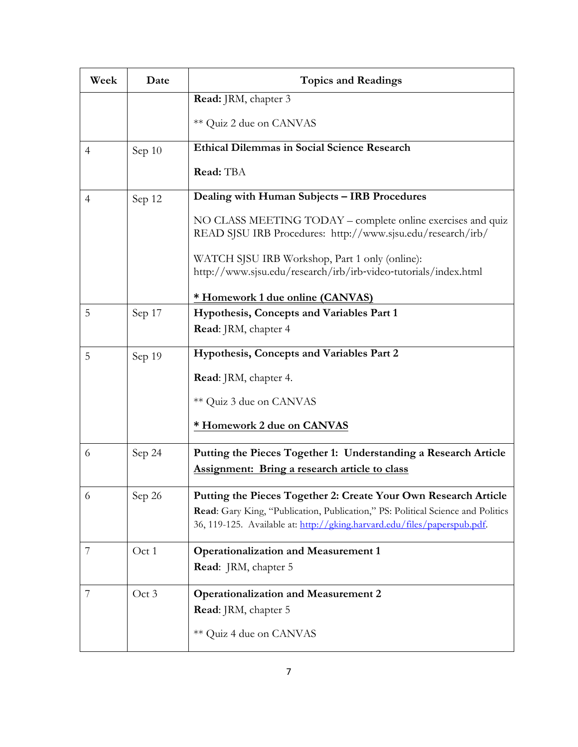| Week | Date | Topics and Readings |
|---|---|---|
| | | **Read:** JRM, chapter 3<br><br>** Quiz 2 due on CANVAS |
| 4 | Sep 10 | **Ethical Dilemmas in Social Science Research**<br><br>**Read:** TBA |
| 4 | Sep 12 | **Dealing with Human Subjects – IRB Procedures**<br><br>NO CLASS MEETING TODAY – complete online exercises and quiz READ SJSU IRB Procedures: http://www.sjsu.edu/research/irb/<br><br>WATCH SJSU IRB Workshop, Part 1 only (online): http://www.sjsu.edu/research/irb/irb-video-tutorials/index.html<br><br>**<u>* Homework 1 due online (CANVAS)</u>** |
| 5 | Sep 17 | **Hypothesis, Concepts and Variables Part 1**<br>**Read**: JRM, chapter 4 |
| 5 | Sep 19 | **Hypothesis, Concepts and Variables Part 2**<br><br>**Read**: JRM, chapter 4.<br><br>** Quiz 3 due on CANVAS<br><br>**<u>* Homework 2 due on CANVAS</u>** |
| 6 | Sep 24 | **Putting the Pieces Together 1: Understanding a Research Article**<br>**<u>Assignment: Bring a research article to class</u>** |
| 6 | Sep 26 | **Putting the Pieces Together 2: Create Your Own Research Article**<br>**Read**: Gary King, "Publication, Publication," PS: Political Science and Politics 36, 119-125. Available at: [http://gking.harvard.edu/files/paperspub.pdf](http://gking.harvard.edu/files/paperspub.pdf). |
| 7 | Oct 1 | **Operationalization and Measurement 1**<br>**Read**: JRM, chapter 5 |
| 7 | Oct 3 | **Operationalization and Measurement 2**<br>**Read**: JRM, chapter 5<br><br>** Quiz 4 due on CANVAS |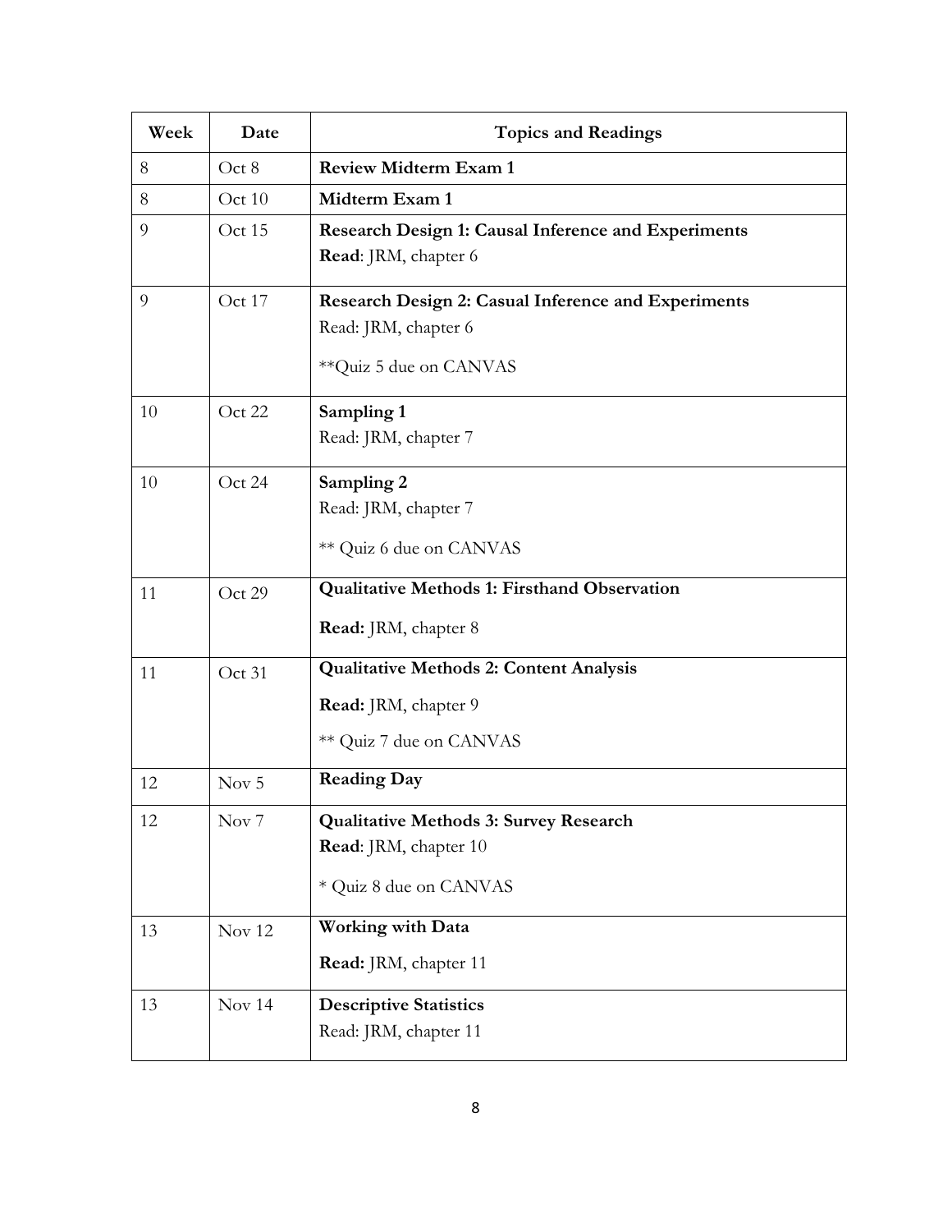| Week | Date | Topics and Readings |
|---|---|---|
| 8 | Oct 8 | **Review Midterm Exam 1** |
| 8 | Oct 10 | **Midterm Exam 1** |
| 9 | Oct 15 | **Research Design 1: Causal Inference and Experiments**<br>**Read**: JRM, chapter 6 |
| 9 | Oct 17 | **Research Design 2: Casual Inference and Experiments**<br>Read: JRM, chapter 6<br>**Quiz 5 due on CANVAS |
| 10 | Oct 22 | **Sampling 1**<br>Read: JRM, chapter 7 |
| 10 | Oct 24 | **Sampling 2**<br>Read: JRM, chapter 7<br>** Quiz 6 due on CANVAS |
| 11 | Oct 29 | **Qualitative Methods 1: Firsthand Observation**<br>**Read:** JRM, chapter 8 |
| 11 | Oct 31 | **Qualitative Methods 2: Content Analysis**<br>**Read:** JRM, chapter 9<br>** Quiz 7 due on CANVAS |
| 12 | Nov 5 | **Reading Day** |
| 12 | Nov 7 | **Qualitative Methods 3: Survey Research**<br>**Read**: JRM, chapter 10<br>* Quiz 8 due on CANVAS |
| 13 | Nov 12 | **Working with Data**<br>**Read:** JRM, chapter 11 |
| 13 | Nov 14 | **Descriptive Statistics**<br>Read: JRM, chapter 11 |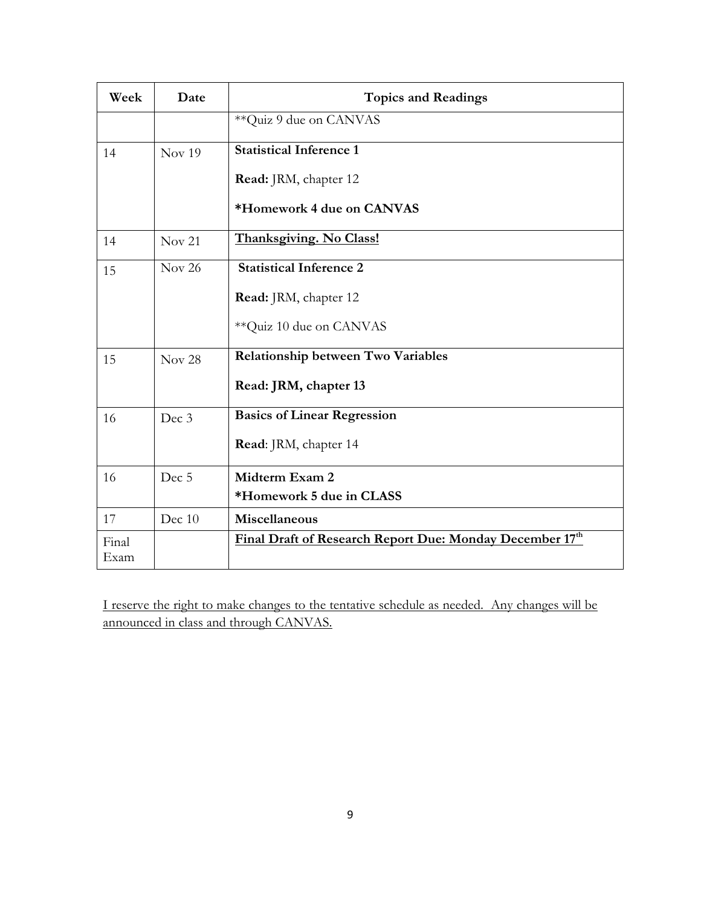| Week | Date | Topics and Readings |
|---|---|---|
| | | **Quiz 9 due on CANVAS |
| 14 | Nov 19 | **Statistical Inference 1**<br><br>**Read:** JRM, chapter 12<br><br>***Homework 4 due on CANVAS** |
| 14 | Nov 21 | **Thanksgiving. No Class!** |
| 15 | Nov 26 | **Statistical Inference 2**<br><br>**Read:** JRM, chapter 12<br><br>**Quiz 10 due on CANVAS |
| 15 | Nov 28 | **Relationship between Two Variables**<br><br>**Read: JRM, chapter 13** |
| 16 | Dec 3 | **Basics of Linear Regression**<br><br>**Read**: JRM, chapter 14 |
| 16 | Dec 5 | **Midterm Exam 2**<br>***Homework 5 due in CLASS** |
| 17 | Dec 10 | **Miscellaneous** |
| Final Exam | | **Final Draft of Research Report Due: Monday December 17th** |

I reserve the right to make changes to the tentative schedule as needed. Any changes will be announced in class and through CANVAS.